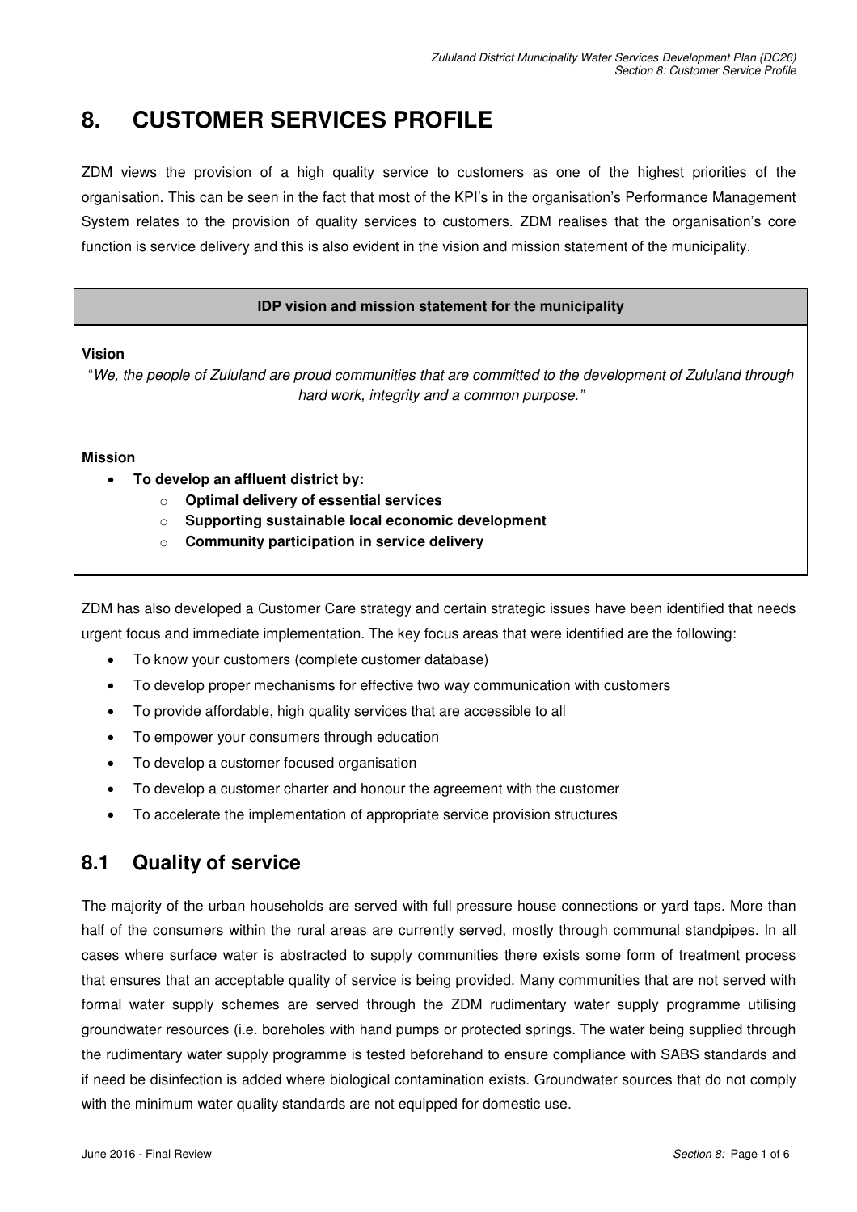# 8. CUSTOMER SERVICES PROFILE

ZDM views the provision of a high quality service to customers as one of the highest priorities of the organisation. This can be seen in the fact that most of the KPI's in the organisation's Performance Management System relates to the provision of quality services to customers. ZDM realises that the organisation's core function is service delivery and this is also evident in the vision and mission statement of the municipality.

| IDP vision and mission statement for the municipality |
|---|
| **Vision**<br>"*We, the people of Zululand are proud communities that are committed to the development of Zululand through hard work, integrity and a common purpose.*"<br><br>**Mission**<br>• **To develop an affluent district by:**<br>  o **Optimal delivery of essential services**<br>  o **Supporting sustainable local economic development**<br>  o **Community participation in service delivery** |

ZDM has also developed a Customer Care strategy and certain strategic issues have been identified that needs urgent focus and immediate implementation. The key focus areas that were identified are the following:

- To know your customers (complete customer database)
- To develop proper mechanisms for effective two way communication with customers
- To provide affordable, high quality services that are accessible to all
- To empower your consumers through education
- To develop a customer focused organisation
- To develop a customer charter and honour the agreement with the customer
- To accelerate the implementation of appropriate service provision structures

## 8.1 Quality of service

The majority of the urban households are served with full pressure house connections or yard taps. More than half of the consumers within the rural areas are currently served, mostly through communal standpipes. In all cases where surface water is abstracted to supply communities there exists some form of treatment process that ensures that an acceptable quality of service is being provided. Many communities that are not served with formal water supply schemes are served through the ZDM rudimentary water supply programme utilising groundwater resources (i.e. boreholes with hand pumps or protected springs. The water being supplied through the rudimentary water supply programme is tested beforehand to ensure compliance with SABS standards and if need be disinfection is added where biological contamination exists. Groundwater sources that do not comply with the minimum water quality standards are not equipped for domestic use.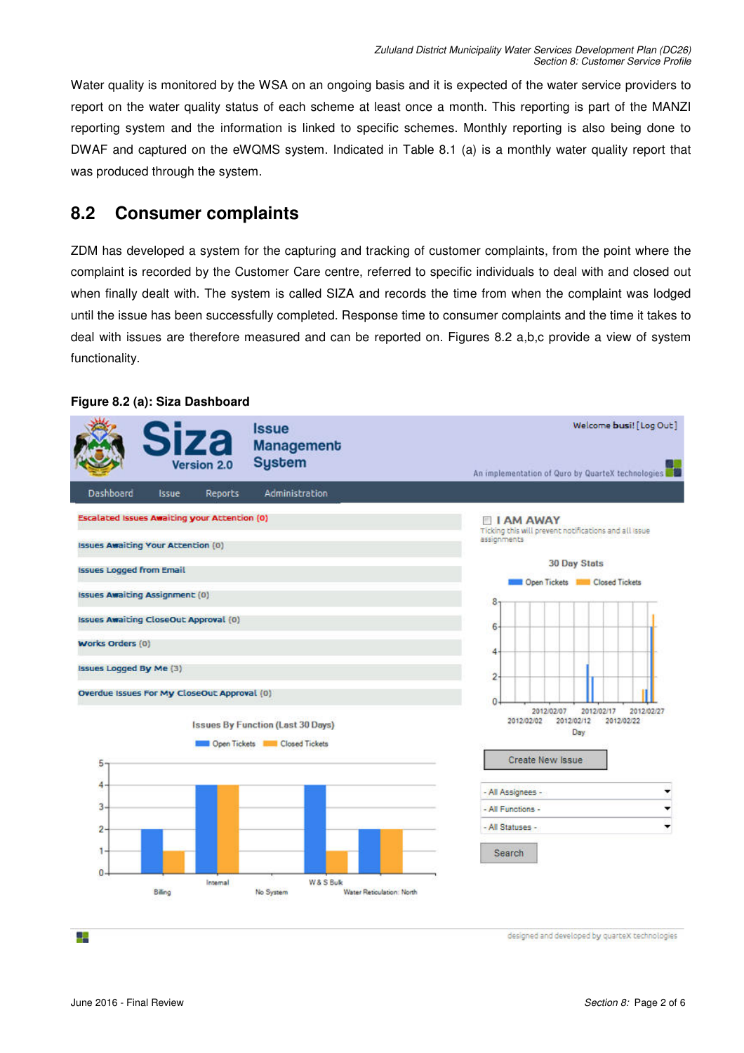Water quality is monitored by the WSA on an ongoing basis and it is expected of the water service providers to report on the water quality status of each scheme at least once a month. This reporting is part of the MANZI reporting system and the information is linked to specific schemes. Monthly reporting is also being done to DWAF and captured on the eWQMS system. Indicated in Table 8.1 (a) is a monthly water quality report that was produced through the system.

## 8.2 Consumer complaints

ZDM has developed a system for the capturing and tracking of customer complaints, from the point where the complaint is recorded by the Customer Care centre, referred to specific individuals to deal with and closed out when finally dealt with. The system is called SIZA and records the time from when the complaint was lodged until the issue has been successfully completed. Response time to consumer complaints and the time it takes to deal with issues are therefore measured and can be reported on. Figures 8.2 a,b,c provide a view of system functionality.

**Figure 8.2 (a): Siza Dashboard**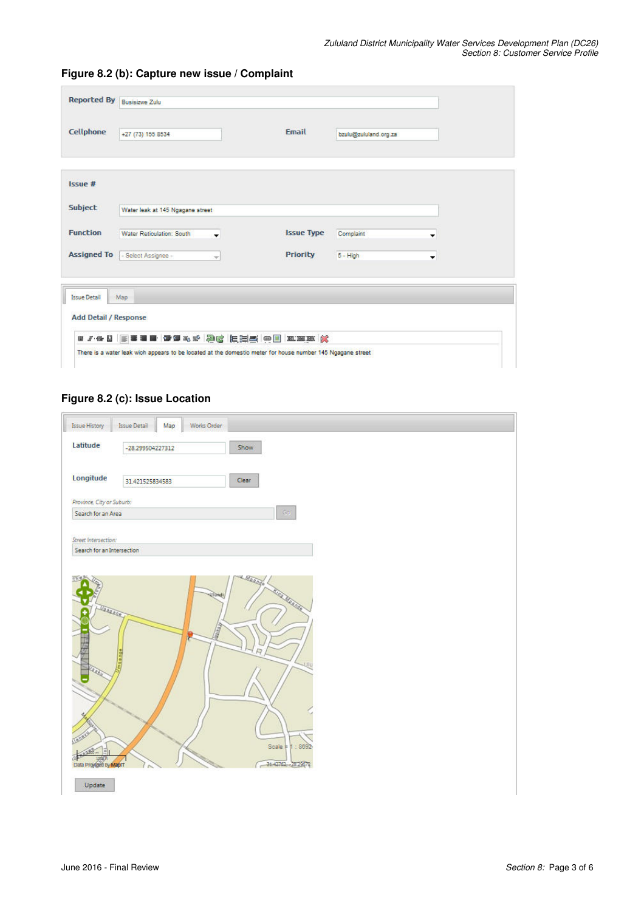**Figure 8.2 (b): Capture new issue / Complaint**

Reported By: Busisizwe Zulu

Cellphone: +27 (73) 155 8534

Email: bzulu@zululand.org.za

Issue #

Subject: Water leak at 145 Ngagane street

Function: Water Reticulation: South

Issue Type: Complaint

Assigned To: - Select Assignee -

Priority: 5 - High

Issue Detail | Map

Add Detail / Response

There is a water leak wich appears to be located at the domestic meter for house number 145 Ngagane street

**Figure 8.2 (c): Issue Location**

Issue History | Issue Detail | Map | Works Order

Latitude: -28.299504227312 [Show]

Longitude: 31.421525834583 [Clear]

Province, City or Suburb: Search for an Area [Go]

Street Intersection: Search for an Intersection

[Update]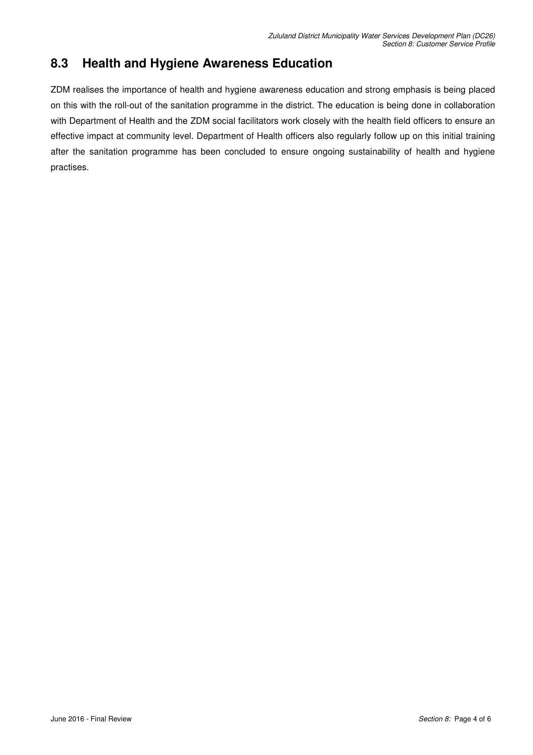## 8.3 Health and Hygiene Awareness Education

ZDM realises the importance of health and hygiene awareness education and strong emphasis is being placed on this with the roll-out of the sanitation programme in the district. The education is being done in collaboration with Department of Health and the ZDM social facilitators work closely with the health field officers to ensure an effective impact at community level. Department of Health officers also regularly follow up on this initial training after the sanitation programme has been concluded to ensure ongoing sustainability of health and hygiene practises.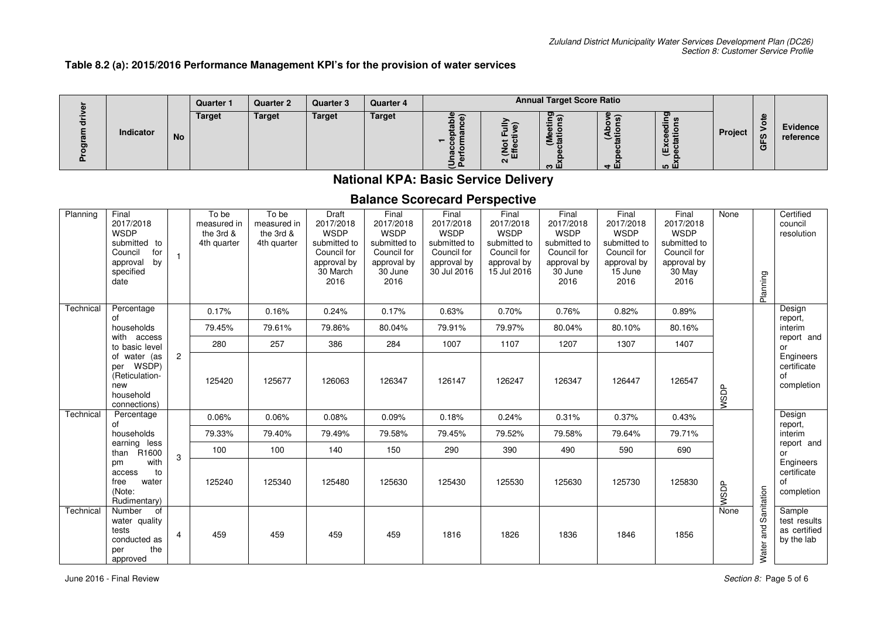**Table 8.2 (a): 2015/2016 Performance Management KPI's for the provision of water services**

| Program driver | Indicator | No | Quarter 1 Target | Quarter 2 Target | Quarter 3 Target | Quarter 4 Target | Annual Target Score Ratio: 1 (Unacceptable Performance) | 2 (Not Fully Effective) | 3 (Meeting Expectations) | 4 (Above Expectations) | 5 (Exceeding Expectations) | Project | GFS Vote | Evidence reference |
|---|---|---|---|---|---|---|---|---|---|---|---|---|---|---|
| | | | | | | | **National KPA: Basic Service Delivery** | | | | | | | |
| | | | | | | | **Balance Scorecard Perspective** | | | | | | | |
| Planning | Final 2017/2018 WSDP submitted to Council for approval by specified date | 1 | To be measured in the 3rd & 4th quarter | To be measured in the 3rd & 4th quarter | Draft 2017/2018 WSDP submitted to Council for approval by 30 March 2016 | Final 2017/2018 WSDP submitted to Council for approval by 30 June 2016 | Final 2017/2018 WSDP submitted to Council for approval by 30 Jul 2016 | Final 2017/2018 WSDP submitted to Council for approval by 15 Jul 2016 | Final 2017/2018 WSDP submitted to Council for approval by 30 June 2016 | Final 2017/2018 WSDP submitted to Council for approval by 15 June 2016 | Final 2017/2018 WSDP submitted to Council for approval by 30 May 2016 | None | Planning | Certified council resolution |
| Technical | Percentage of households with access to basic level of water (as per WSDP) (Reticulation-new household connections) | 2 | 0.17% | 0.16% | 0.24% | 0.17% | 0.63% | 0.70% | 0.76% | 0.82% | 0.89% | WSDP | Water and Sanitation | Design report, interim report and or Engineers certificate of completion |
| | | | 79.45% | 79.61% | 79.86% | 80.04% | 79.91% | 79.97% | 80.04% | 80.10% | 80.16% | | | |
| | | | 280 | 257 | 386 | 284 | 1007 | 1107 | 1207 | 1307 | 1407 | | | |
| | | | 125420 | 125677 | 126063 | 126347 | 126147 | 126247 | 126347 | 126447 | 126547 | | | |
| Technical | Percentage of households earning less than R1600 pm with access to free water (Note: Rudimentary) | 3 | 0.06% | 0.06% | 0.08% | 0.09% | 0.18% | 0.24% | 0.31% | 0.37% | 0.43% | WSDP | Water and Sanitation | Design report, interim report and or Engineers certificate of completion |
| | | | 79.33% | 79.40% | 79.49% | 79.58% | 79.45% | 79.52% | 79.58% | 79.64% | 79.71% | | | |
| | | | 100 | 100 | 140 | 150 | 290 | 390 | 490 | 590 | 690 | | | |
| | | | 125240 | 125340 | 125480 | 125630 | 125430 | 125530 | 125630 | 125730 | 125830 | | | |
| Technical | Number of water quality tests conducted as per the approved | 4 | 459 | 459 | 459 | 459 | 1816 | 1826 | 1836 | 1846 | 1856 | None | Water and Sanitation | Sample test results as certified by the lab |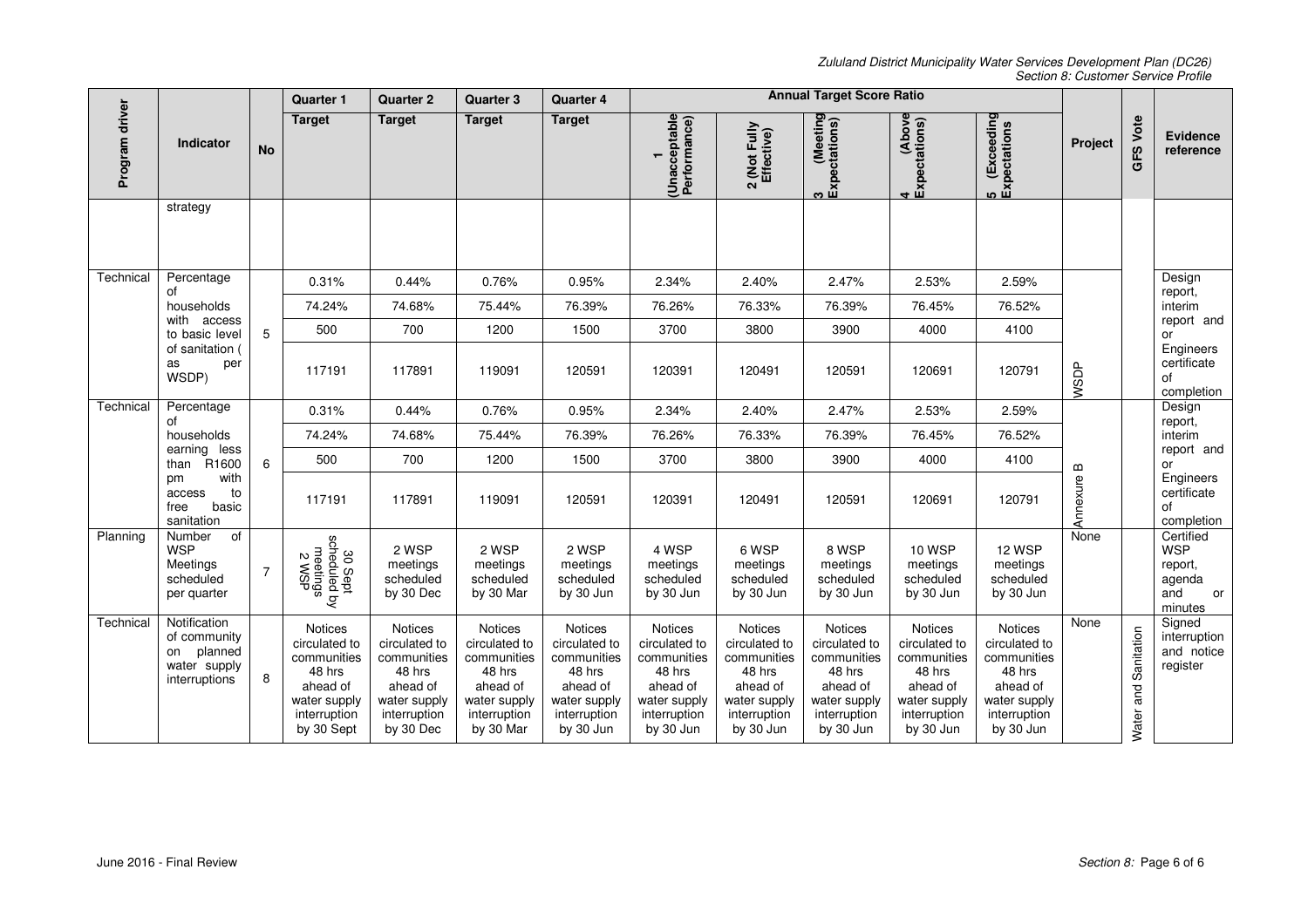| Program driver | Indicator | No | Quarter 1 | Quarter 2 | Quarter 3 | Quarter 4 | Annual Target Score Ratio | | | | | Project | GFS Vote | Evidence reference |
|---|---|---|---|---|---|---|---|---|---|---|---|---|---|---|
| | | | Target | Target | Target | Target | 1 (Unacceptable Performance) | 2 (Not Fully Effective) | 3 (Meeting Expectations) | 4 (Above Expectations) | 5 (Exceeding Expectations | | | |
| | strategy | | | | | | | | | | | | | |
| Technical | Percentage of households with access to basic level of sanitation ( as per WSDP) | 5 | 0.31% | 0.44% | 0.76% | 0.95% | 2.34% | 2.40% | 2.47% | 2.53% | 2.59% | WSDP | | Design report, interim report and or Engineers certificate of completion |
| | | | 74.24% | 74.68% | 75.44% | 76.39% | 76.26% | 76.33% | 76.39% | 76.45% | 76.52% | | | |
| | | | 500 | 700 | 1200 | 1500 | 3700 | 3800 | 3900 | 4000 | 4100 | | | |
| | | | 117191 | 117891 | 119091 | 120591 | 120391 | 120491 | 120591 | 120691 | 120791 | | | |
| Technical | Percentage of households earning less than R1600 pm with access to free basic sanitation | 6 | 0.31% | 0.44% | 0.76% | 0.95% | 2.34% | 2.40% | 2.47% | 2.53% | 2.59% | Annexure B | | Design report, interim report and or Engineers certificate of completion |
| | | | 74.24% | 74.68% | 75.44% | 76.39% | 76.26% | 76.33% | 76.39% | 76.45% | 76.52% | | | |
| | | | 500 | 700 | 1200 | 1500 | 3700 | 3800 | 3900 | 4000 | 4100 | | | |
| | | | 117191 | 117891 | 119091 | 120591 | 120391 | 120491 | 120591 | 120691 | 120791 | | | |
| Planning | Number of WSP Meetings scheduled per quarter | 7 | 2 WSP meetings scheduled by 30 Sept | 2 WSP meetings scheduled by 30 Dec | 2 WSP meetings scheduled by 30 Mar | 2 WSP meetings scheduled by 30 Jun | 4 WSP meetings scheduled by 30 Jun | 6 WSP meetings scheduled by 30 Jun | 8 WSP meetings scheduled by 30 Jun | 10 WSP meetings scheduled by 30 Jun | 12 WSP meetings scheduled by 30 Jun | None | | Certified WSP report, agenda and or minutes |
| Technical | Notification of community on planned water supply interruptions | 8 | Notices circulated to communities 48 hrs ahead of water supply interruption by 30 Sept | Notices circulated to communities 48 hrs ahead of water supply interruption by 30 Dec | Notices circulated to communities 48 hrs ahead of water supply interruption by 30 Mar | Notices circulated to communities 48 hrs ahead of water supply interruption by 30 Jun | Notices circulated to communities 48 hrs ahead of water supply interruption by 30 Jun | Notices circulated to communities 48 hrs ahead of water supply interruption by 30 Jun | Notices circulated to communities 48 hrs ahead of water supply interruption by 30 Jun | Notices circulated to communities 48 hrs ahead of water supply interruption by 30 Jun | Notices circulated to communities 48 hrs ahead of water supply interruption by 30 Jun | None | Water and Sanitation | Signed interruption and notice register |